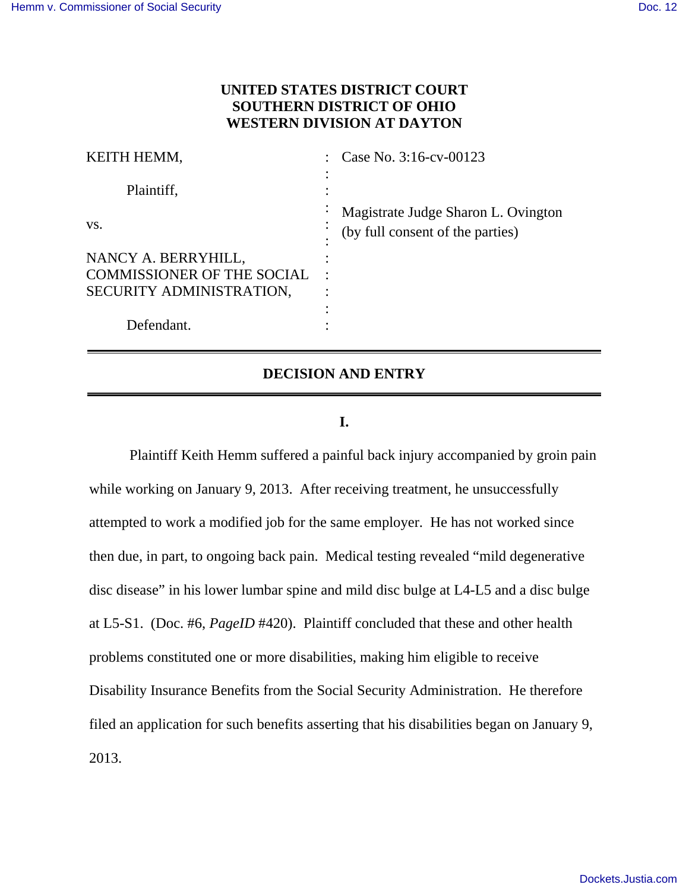**UNITED STATES DISTRICT COURT**
**SOUTHERN DISTRICT OF OHIO**
**WESTERN DIVISION AT DAYTON**

| | | |
|---|---|---|
| KEITH HEMM, | : | Case No. 3:16-cv-00123 |
| Plaintiff, | : | |
| vs. | : | Magistrate Judge Sharon L. Ovington (by full consent of the parties) |
| NANCY A. BERRYHILL, COMMISSIONER OF THE SOCIAL SECURITY ADMINISTRATION, | : | |
| Defendant. | : | |

---

## DECISION AND ENTRY

---

### I.

Plaintiff Keith Hemm suffered a painful back injury accompanied by groin pain while working on January 9, 2013. After receiving treatment, he unsuccessfully attempted to work a modified job for the same employer. He has not worked since then due, in part, to ongoing back pain. Medical testing revealed "mild degenerative disc disease" in his lower lumbar spine and mild disc bulge at L4-L5 and a disc bulge at L5-S1. (Doc. #6, *PageID* #420). Plaintiff concluded that these and other health problems constituted one or more disabilities, making him eligible to receive Disability Insurance Benefits from the Social Security Administration. He therefore filed an application for such benefits asserting that his disabilities began on January 9, 2013.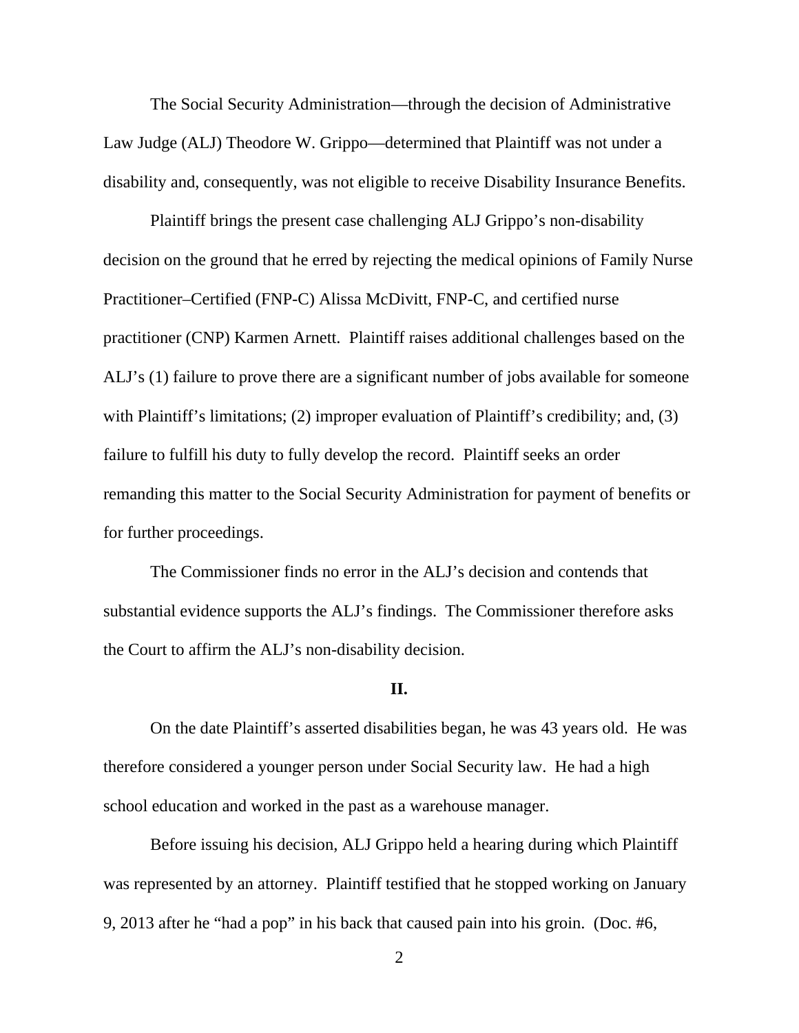The Social Security Administration—through the decision of Administrative Law Judge (ALJ) Theodore W. Grippo—determined that Plaintiff was not under a disability and, consequently, was not eligible to receive Disability Insurance Benefits.

Plaintiff brings the present case challenging ALJ Grippo's non-disability decision on the ground that he erred by rejecting the medical opinions of Family Nurse Practitioner–Certified (FNP-C) Alissa McDivitt, FNP-C, and certified nurse practitioner (CNP) Karmen Arnett. Plaintiff raises additional challenges based on the ALJ's (1) failure to prove there are a significant number of jobs available for someone with Plaintiff's limitations; (2) improper evaluation of Plaintiff's credibility; and, (3) failure to fulfill his duty to fully develop the record. Plaintiff seeks an order remanding this matter to the Social Security Administration for payment of benefits or for further proceedings.

The Commissioner finds no error in the ALJ's decision and contends that substantial evidence supports the ALJ's findings. The Commissioner therefore asks the Court to affirm the ALJ's non-disability decision.

## II.

On the date Plaintiff's asserted disabilities began, he was 43 years old. He was therefore considered a younger person under Social Security law. He had a high school education and worked in the past as a warehouse manager.

Before issuing his decision, ALJ Grippo held a hearing during which Plaintiff was represented by an attorney. Plaintiff testified that he stopped working on January 9, 2013 after he "had a pop" in his back that caused pain into his groin. (Doc. #6,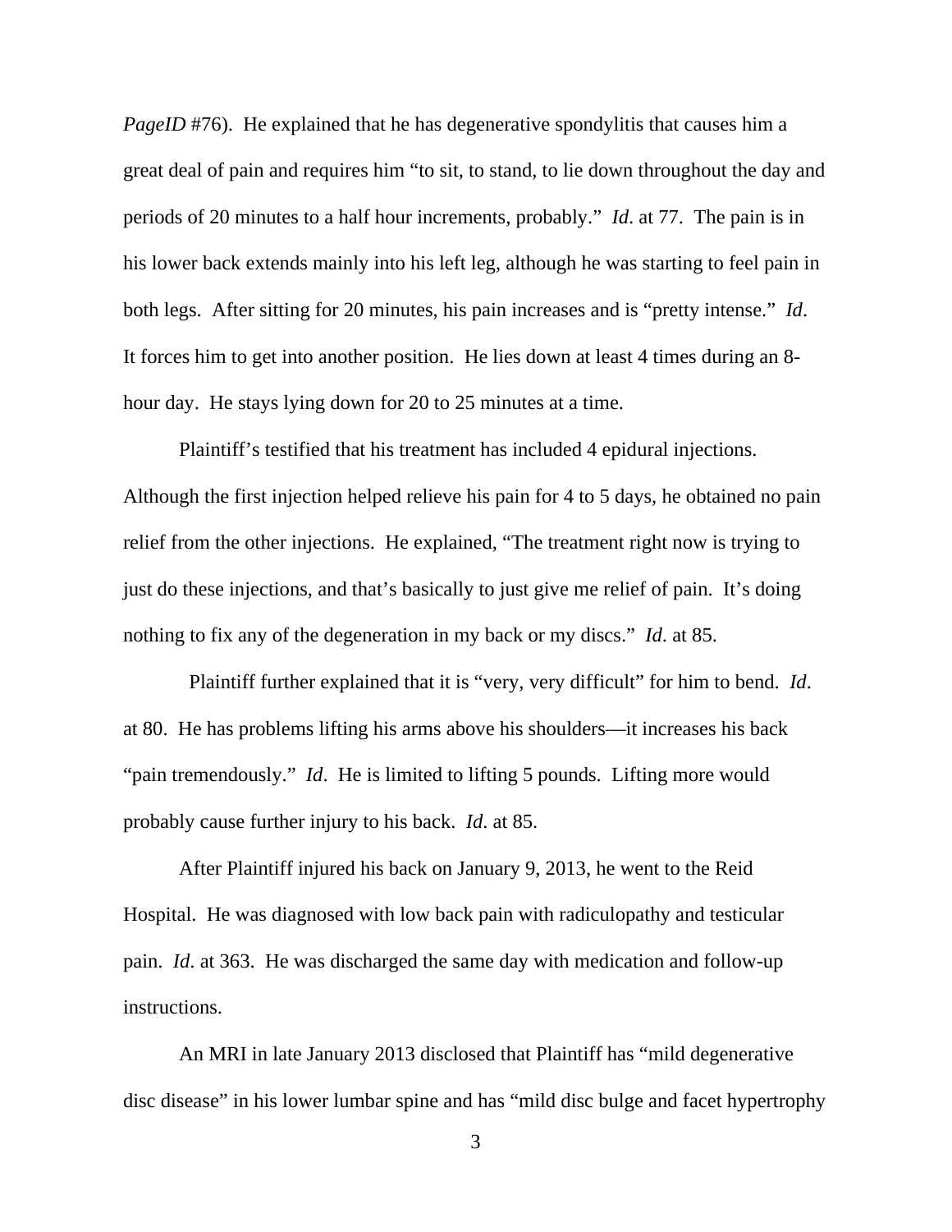*PageID* #76). He explained that he has degenerative spondylitis that causes him a great deal of pain and requires him "to sit, to stand, to lie down throughout the day and periods of 20 minutes to a half hour increments, probably." *Id*. at 77. The pain is in his lower back extends mainly into his left leg, although he was starting to feel pain in both legs. After sitting for 20 minutes, his pain increases and is "pretty intense." *Id*. It forces him to get into another position. He lies down at least 4 times during an 8-hour day. He stays lying down for 20 to 25 minutes at a time.

Plaintiff's testified that his treatment has included 4 epidural injections. Although the first injection helped relieve his pain for 4 to 5 days, he obtained no pain relief from the other injections. He explained, "The treatment right now is trying to just do these injections, and that's basically to just give me relief of pain. It's doing nothing to fix any of the degeneration in my back or my discs." *Id*. at 85.

Plaintiff further explained that it is "very, very difficult" for him to bend. *Id*. at 80. He has problems lifting his arms above his shoulders—it increases his back "pain tremendously." *Id*. He is limited to lifting 5 pounds. Lifting more would probably cause further injury to his back. *Id*. at 85.

After Plaintiff injured his back on January 9, 2013, he went to the Reid Hospital. He was diagnosed with low back pain with radiculopathy and testicular pain. *Id*. at 363. He was discharged the same day with medication and follow-up instructions.

An MRI in late January 2013 disclosed that Plaintiff has "mild degenerative disc disease" in his lower lumbar spine and has "mild disc bulge and facet hypertrophy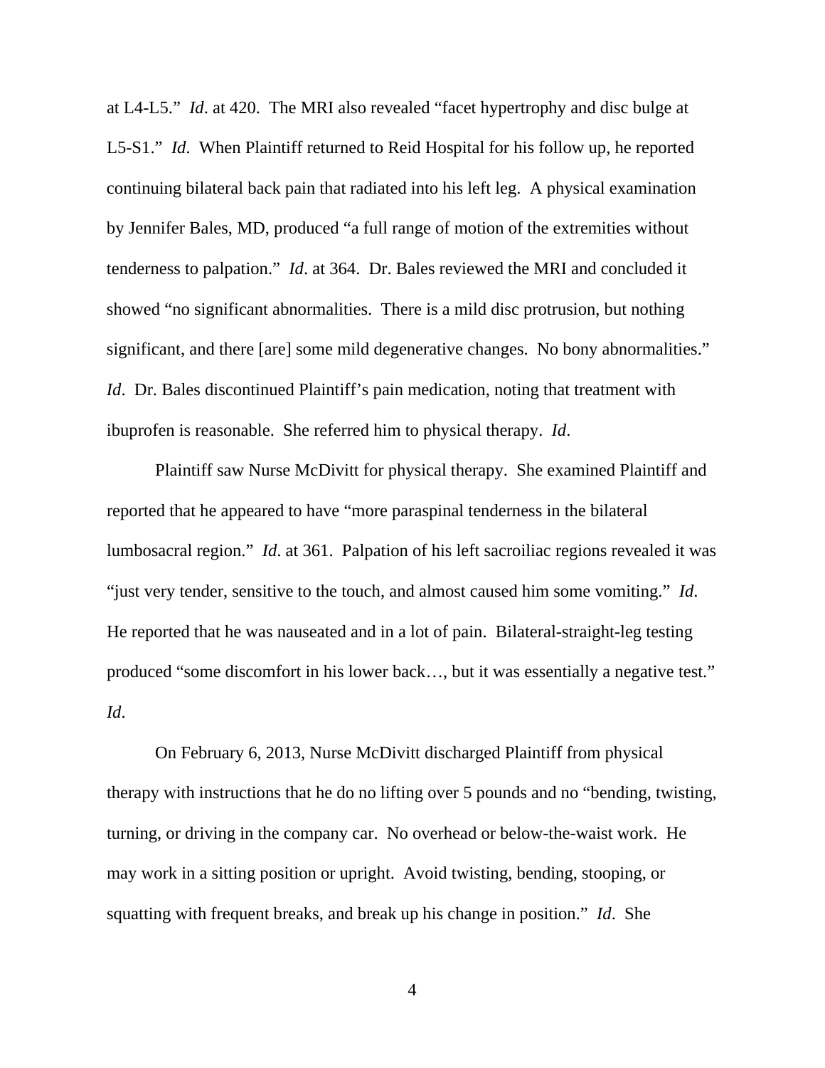at L4-L5." *Id*. at 420. The MRI also revealed "facet hypertrophy and disc bulge at L5-S1." *Id*. When Plaintiff returned to Reid Hospital for his follow up, he reported continuing bilateral back pain that radiated into his left leg. A physical examination by Jennifer Bales, MD, produced "a full range of motion of the extremities without tenderness to palpation." *Id*. at 364. Dr. Bales reviewed the MRI and concluded it showed "no significant abnormalities. There is a mild disc protrusion, but nothing significant, and there [are] some mild degenerative changes. No bony abnormalities." *Id*. Dr. Bales discontinued Plaintiff's pain medication, noting that treatment with ibuprofen is reasonable. She referred him to physical therapy. *Id*.

Plaintiff saw Nurse McDivitt for physical therapy. She examined Plaintiff and reported that he appeared to have "more paraspinal tenderness in the bilateral lumbosacral region." *Id*. at 361. Palpation of his left sacroiliac regions revealed it was "just very tender, sensitive to the touch, and almost caused him some vomiting." *Id*. He reported that he was nauseated and in a lot of pain. Bilateral-straight-leg testing produced "some discomfort in his lower back…, but it was essentially a negative test." *Id*.

On February 6, 2013, Nurse McDivitt discharged Plaintiff from physical therapy with instructions that he do no lifting over 5 pounds and no "bending, twisting, turning, or driving in the company car. No overhead or below-the-waist work. He may work in a sitting position or upright. Avoid twisting, bending, stooping, or squatting with frequent breaks, and break up his change in position." *Id*. She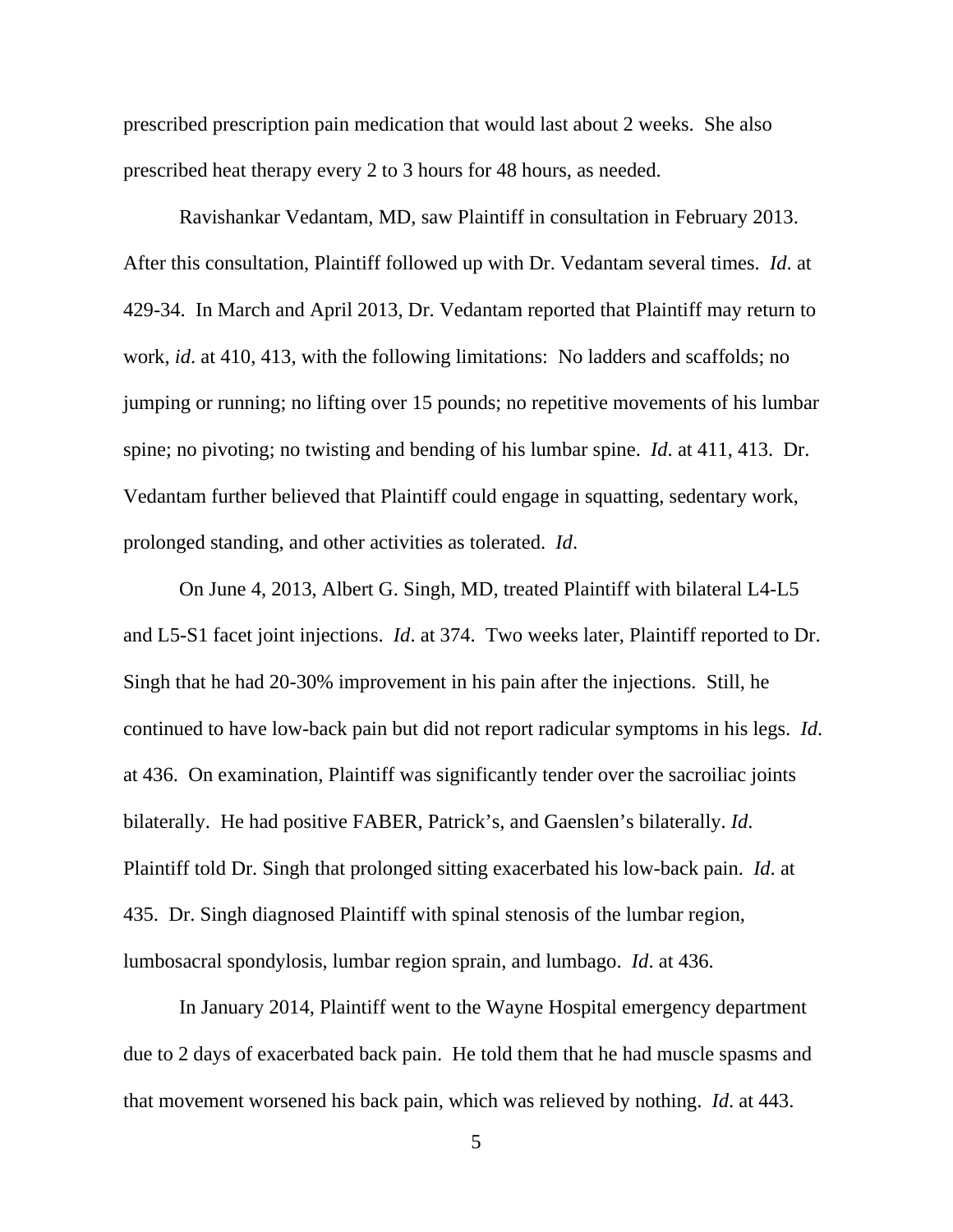prescribed prescription pain medication that would last about 2 weeks. She also prescribed heat therapy every 2 to 3 hours for 48 hours, as needed.

Ravishankar Vedantam, MD, saw Plaintiff in consultation in February 2013. After this consultation, Plaintiff followed up with Dr. Vedantam several times. *Id*. at 429-34. In March and April 2013, Dr. Vedantam reported that Plaintiff may return to work, *id*. at 410, 413, with the following limitations: No ladders and scaffolds; no jumping or running; no lifting over 15 pounds; no repetitive movements of his lumbar spine; no pivoting; no twisting and bending of his lumbar spine. *Id*. at 411, 413. Dr. Vedantam further believed that Plaintiff could engage in squatting, sedentary work, prolonged standing, and other activities as tolerated. *Id*.

On June 4, 2013, Albert G. Singh, MD, treated Plaintiff with bilateral L4-L5 and L5-S1 facet joint injections. *Id*. at 374. Two weeks later, Plaintiff reported to Dr. Singh that he had 20-30% improvement in his pain after the injections. Still, he continued to have low-back pain but did not report radicular symptoms in his legs. *Id*. at 436. On examination, Plaintiff was significantly tender over the sacroiliac joints bilaterally. He had positive FABER, Patrick's, and Gaenslen's bilaterally. *Id*. Plaintiff told Dr. Singh that prolonged sitting exacerbated his low-back pain. *Id*. at 435. Dr. Singh diagnosed Plaintiff with spinal stenosis of the lumbar region, lumbosacral spondylosis, lumbar region sprain, and lumbago. *Id*. at 436.

In January 2014, Plaintiff went to the Wayne Hospital emergency department due to 2 days of exacerbated back pain. He told them that he had muscle spasms and that movement worsened his back pain, which was relieved by nothing. *Id*. at 443.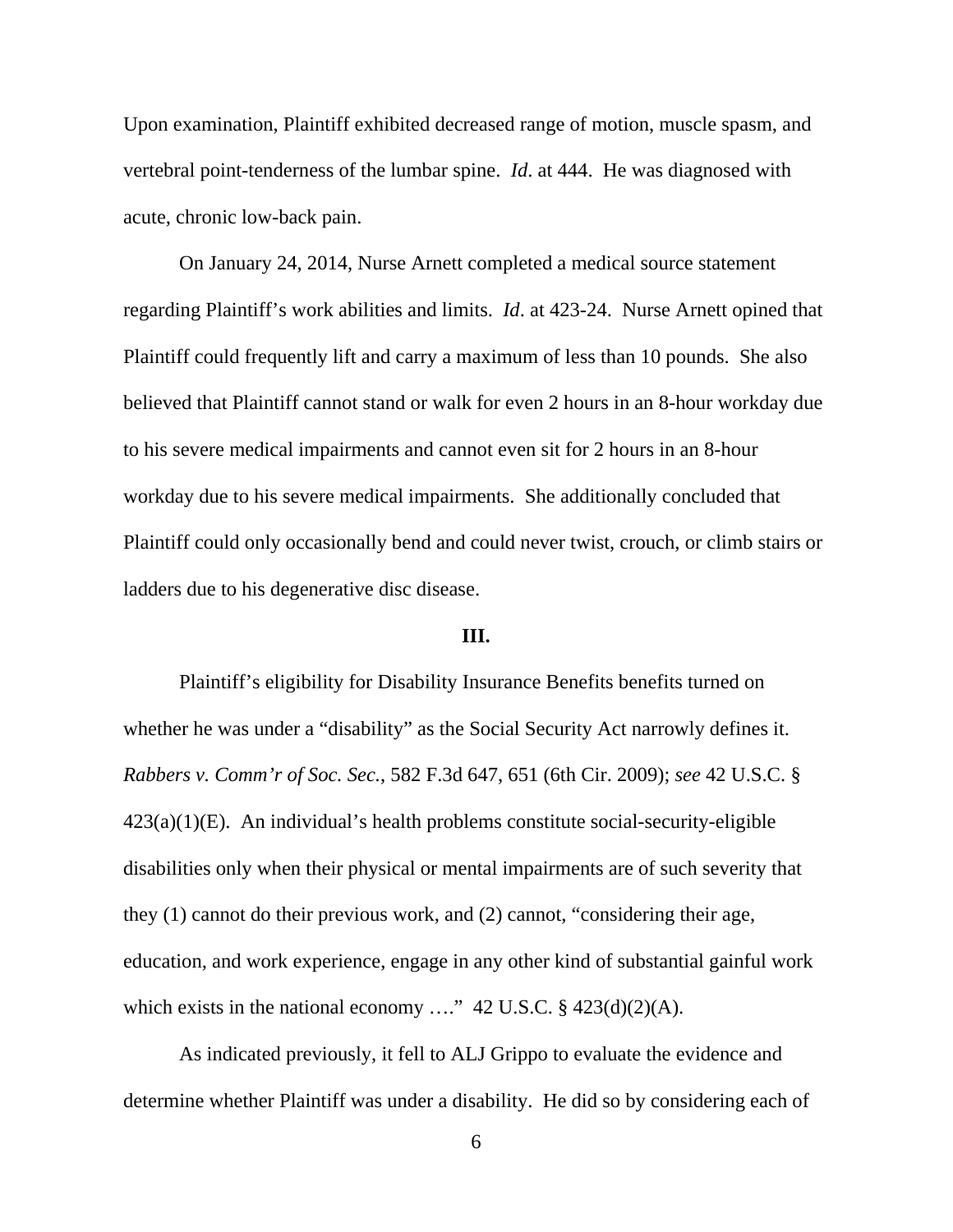Upon examination, Plaintiff exhibited decreased range of motion, muscle spasm, and vertebral point-tenderness of the lumbar spine. *Id*. at 444. He was diagnosed with acute, chronic low-back pain.

On January 24, 2014, Nurse Arnett completed a medical source statement regarding Plaintiff's work abilities and limits. *Id*. at 423-24. Nurse Arnett opined that Plaintiff could frequently lift and carry a maximum of less than 10 pounds. She also believed that Plaintiff cannot stand or walk for even 2 hours in an 8-hour workday due to his severe medical impairments and cannot even sit for 2 hours in an 8-hour workday due to his severe medical impairments. She additionally concluded that Plaintiff could only occasionally bend and could never twist, crouch, or climb stairs or ladders due to his degenerative disc disease.

## III.

Plaintiff's eligibility for Disability Insurance Benefits benefits turned on whether he was under a "disability" as the Social Security Act narrowly defines it. *Rabbers v. Comm'r of Soc. Sec.*, 582 F.3d 647, 651 (6th Cir. 2009); *see* 42 U.S.C. § 423(a)(1)(E). An individual's health problems constitute social-security-eligible disabilities only when their physical or mental impairments are of such severity that they (1) cannot do their previous work, and (2) cannot, "considering their age, education, and work experience, engage in any other kind of substantial gainful work which exists in the national economy …." 42 U.S.C. § 423(d)(2)(A).

As indicated previously, it fell to ALJ Grippo to evaluate the evidence and determine whether Plaintiff was under a disability. He did so by considering each of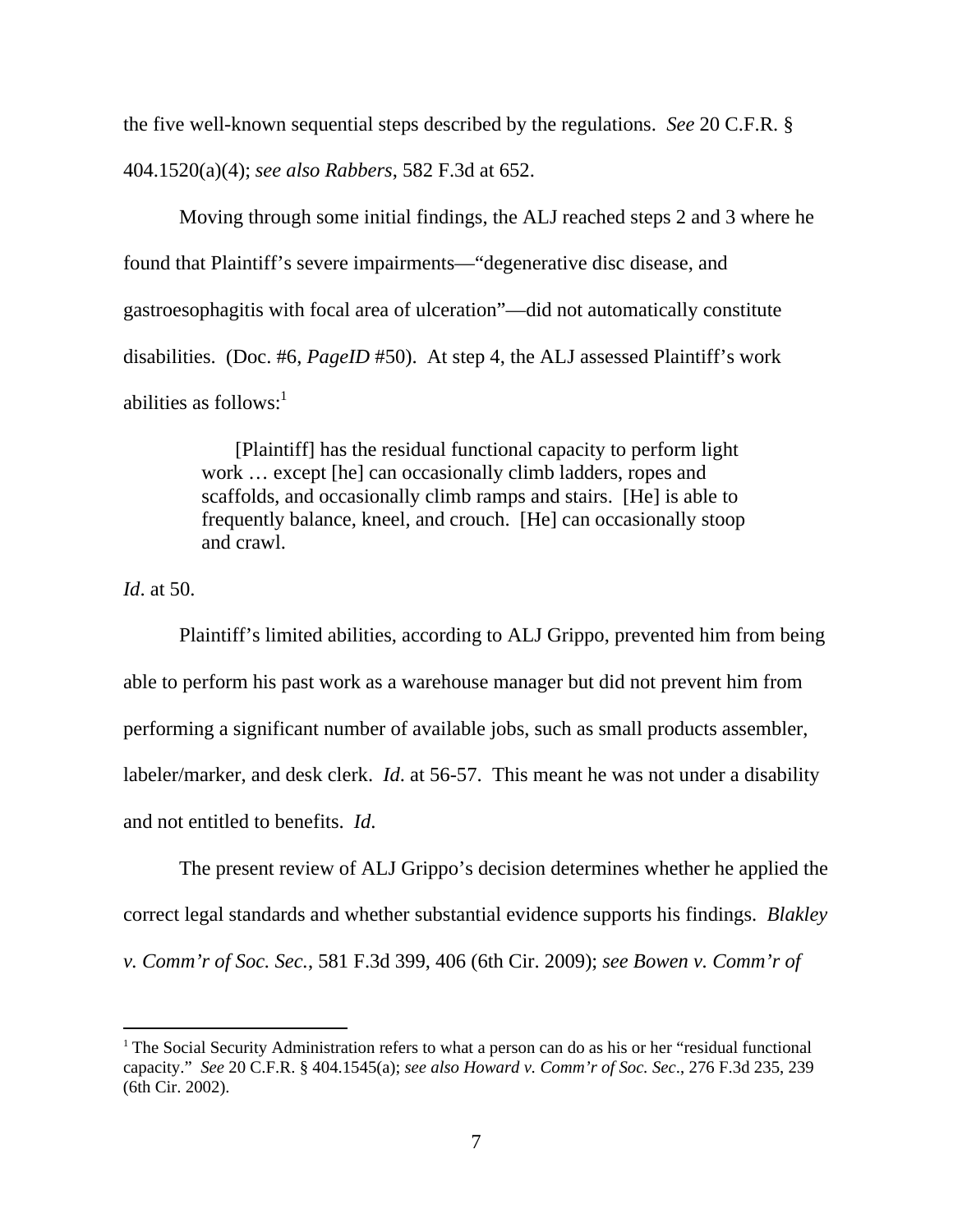the five well-known sequential steps described by the regulations. *See* 20 C.F.R. § 404.1520(a)(4); *see also Rabbers*, 582 F.3d at 652.

Moving through some initial findings, the ALJ reached steps 2 and 3 where he found that Plaintiff's severe impairments—"degenerative disc disease, and gastroesophagitis with focal area of ulceration"—did not automatically constitute disabilities. (Doc. #6, *PageID* #50). At step 4, the ALJ assessed Plaintiff's work abilities as follows:[1]

> [Plaintiff] has the residual functional capacity to perform light work … except [he] can occasionally climb ladders, ropes and scaffolds, and occasionally climb ramps and stairs. [He] is able to frequently balance, kneel, and crouch. [He] can occasionally stoop and crawl.

*Id*. at 50.

Plaintiff's limited abilities, according to ALJ Grippo, prevented him from being able to perform his past work as a warehouse manager but did not prevent him from performing a significant number of available jobs, such as small products assembler, labeler/marker, and desk clerk. *Id*. at 56-57. This meant he was not under a disability and not entitled to benefits. *Id*.

The present review of ALJ Grippo's decision determines whether he applied the correct legal standards and whether substantial evidence supports his findings. *Blakley v. Comm'r of Soc. Sec.*, 581 F.3d 399, 406 (6th Cir. 2009); *see Bowen v. Comm'r of*

---

[1] The Social Security Administration refers to what a person can do as his or her "residual functional capacity." *See* 20 C.F.R. § 404.1545(a); *see also Howard v. Comm'r of Soc. Sec*., 276 F.3d 235, 239 (6th Cir. 2002).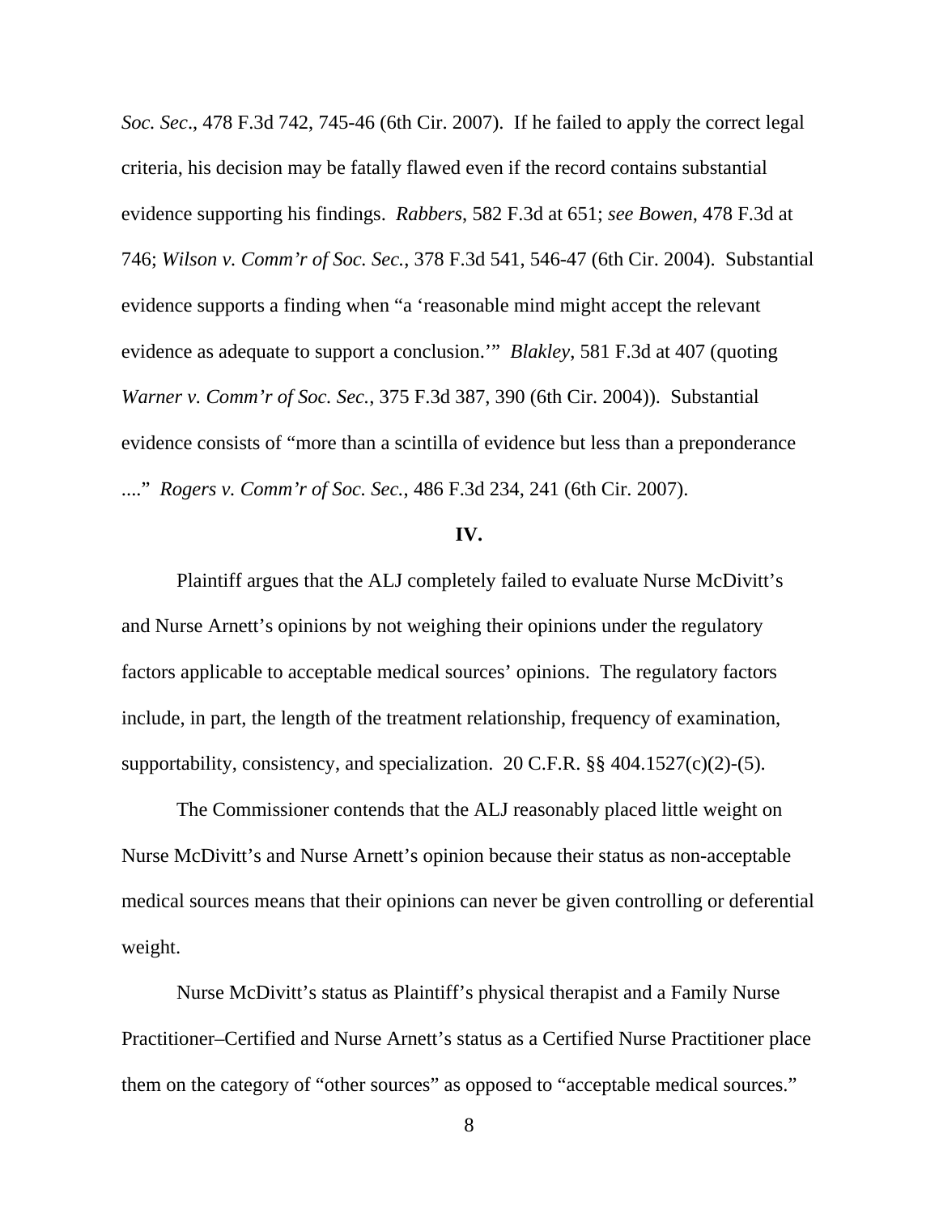*Soc. Sec*., 478 F.3d 742, 745-46 (6th Cir. 2007). If he failed to apply the correct legal criteria, his decision may be fatally flawed even if the record contains substantial evidence supporting his findings. *Rabbers*, 582 F.3d at 651; *see Bowen*, 478 F.3d at 746; *Wilson v. Comm'r of Soc. Sec.*, 378 F.3d 541, 546-47 (6th Cir. 2004). Substantial evidence supports a finding when "a 'reasonable mind might accept the relevant evidence as adequate to support a conclusion.'" *Blakley*, 581 F.3d at 407 (quoting *Warner v. Comm'r of Soc. Sec.*, 375 F.3d 387, 390 (6th Cir. 2004)). Substantial evidence consists of "more than a scintilla of evidence but less than a preponderance ...." *Rogers v. Comm'r of Soc. Sec.*, 486 F.3d 234, 241 (6th Cir. 2007).

**IV.**

Plaintiff argues that the ALJ completely failed to evaluate Nurse McDivitt's and Nurse Arnett's opinions by not weighing their opinions under the regulatory factors applicable to acceptable medical sources' opinions. The regulatory factors include, in part, the length of the treatment relationship, frequency of examination, supportability, consistency, and specialization. 20 C.F.R. §§ 404.1527(c)(2)-(5).

The Commissioner contends that the ALJ reasonably placed little weight on Nurse McDivitt's and Nurse Arnett's opinion because their status as non-acceptable medical sources means that their opinions can never be given controlling or deferential weight.

Nurse McDivitt's status as Plaintiff's physical therapist and a Family Nurse Practitioner–Certified and Nurse Arnett's status as a Certified Nurse Practitioner place them on the category of "other sources" as opposed to "acceptable medical sources."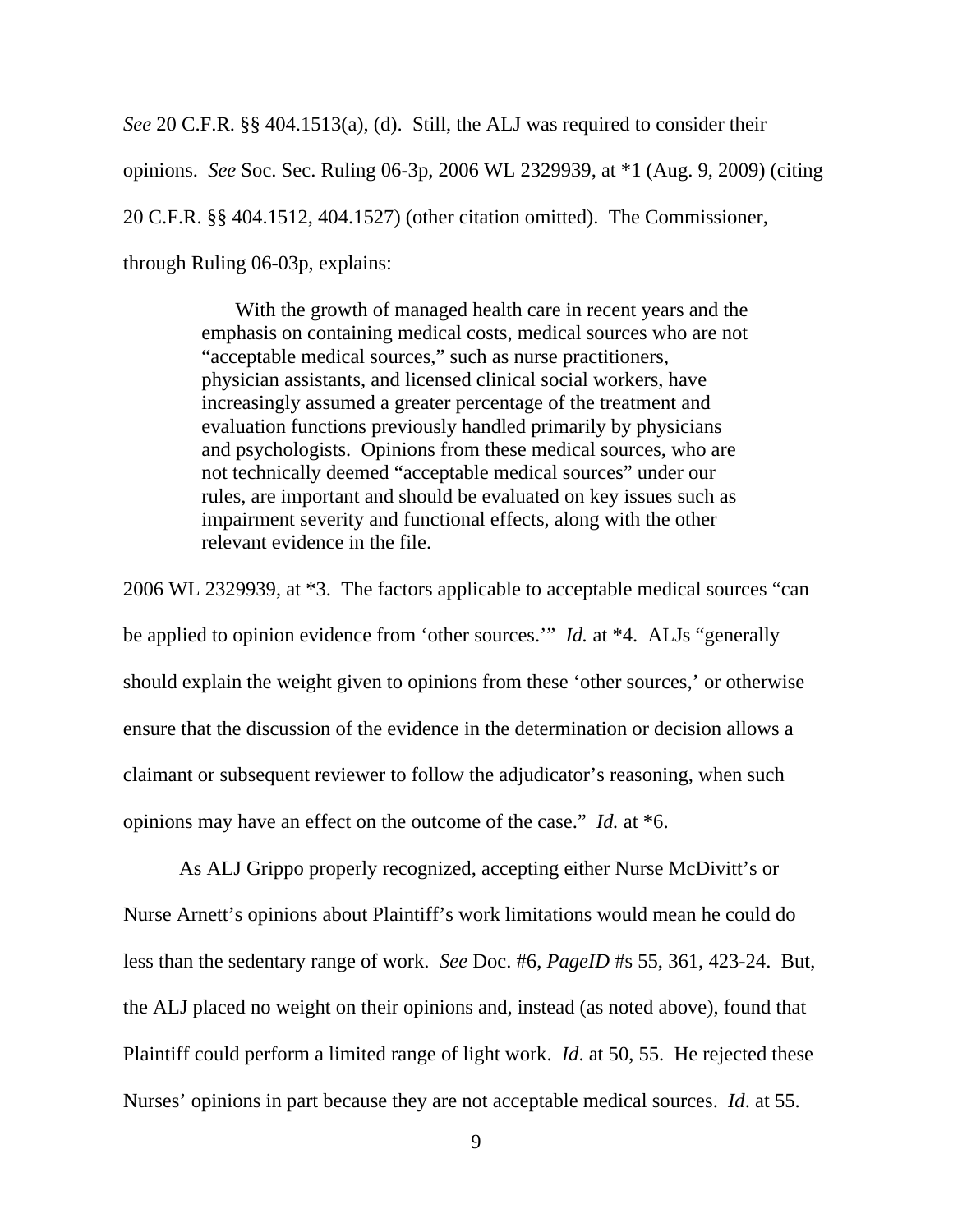*See* 20 C.F.R. §§ 404.1513(a), (d). Still, the ALJ was required to consider their opinions. *See* Soc. Sec. Ruling 06-3p, 2006 WL 2329939, at *1 (Aug. 9, 2009) (citing 20 C.F.R. §§ 404.1512, 404.1527) (other citation omitted). The Commissioner, through Ruling 06-03p, explains:

> With the growth of managed health care in recent years and the emphasis on containing medical costs, medical sources who are not "acceptable medical sources," such as nurse practitioners, physician assistants, and licensed clinical social workers, have increasingly assumed a greater percentage of the treatment and evaluation functions previously handled primarily by physicians and psychologists. Opinions from these medical sources, who are not technically deemed "acceptable medical sources" under our rules, are important and should be evaluated on key issues such as impairment severity and functional effects, along with the other relevant evidence in the file.

2006 WL 2329939, at *3. The factors applicable to acceptable medical sources "can be applied to opinion evidence from 'other sources.'" *Id.* at *4. ALJs "generally should explain the weight given to opinions from these 'other sources,' or otherwise ensure that the discussion of the evidence in the determination or decision allows a claimant or subsequent reviewer to follow the adjudicator's reasoning, when such opinions may have an effect on the outcome of the case." *Id.* at *6.

As ALJ Grippo properly recognized, accepting either Nurse McDivitt's or Nurse Arnett's opinions about Plaintiff's work limitations would mean he could do less than the sedentary range of work. *See* Doc. #6, *PageID* #s 55, 361, 423-24. But, the ALJ placed no weight on their opinions and, instead (as noted above), found that Plaintiff could perform a limited range of light work. *Id*. at 50, 55. He rejected these Nurses' opinions in part because they are not acceptable medical sources. *Id*. at 55.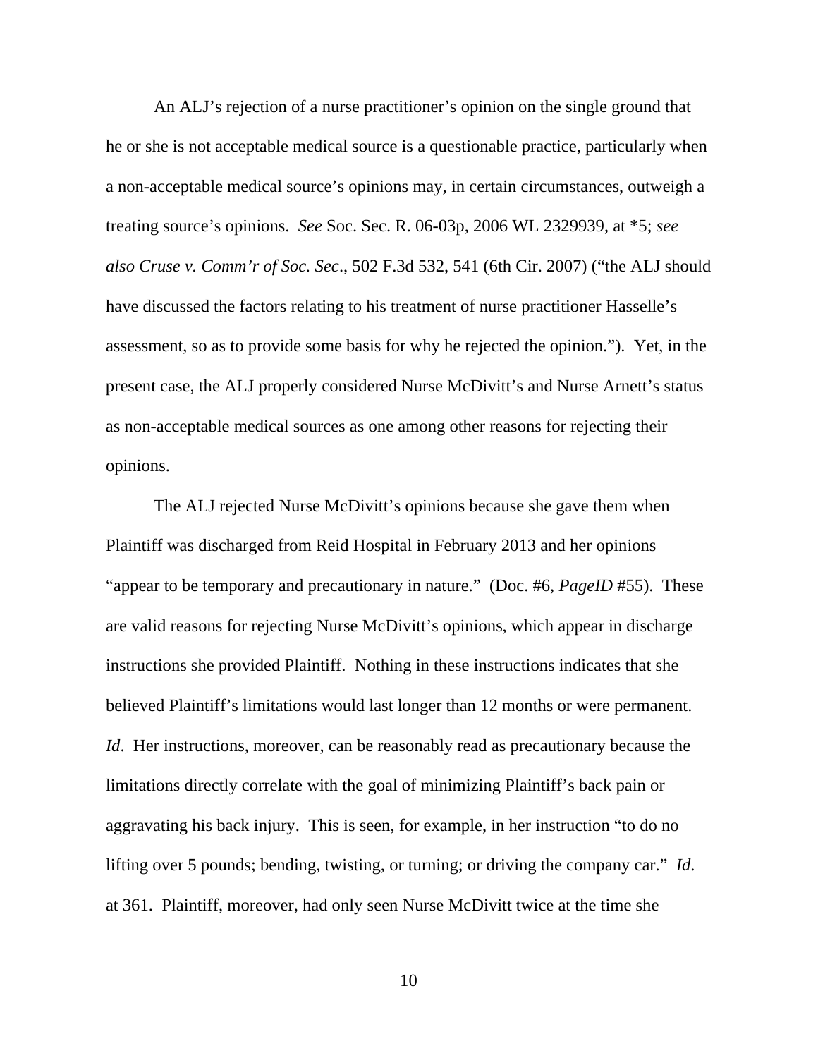An ALJ's rejection of a nurse practitioner's opinion on the single ground that he or she is not acceptable medical source is a questionable practice, particularly when a non-acceptable medical source's opinions may, in certain circumstances, outweigh a treating source's opinions. *See* Soc. Sec. R. 06-03p, 2006 WL 2329939, at *5; *see also Cruse v. Comm'r of Soc. Sec*., 502 F.3d 532, 541 (6th Cir. 2007) ("the ALJ should have discussed the factors relating to his treatment of nurse practitioner Hasselle's assessment, so as to provide some basis for why he rejected the opinion."). Yet, in the present case, the ALJ properly considered Nurse McDivitt's and Nurse Arnett's status as non-acceptable medical sources as one among other reasons for rejecting their opinions.

The ALJ rejected Nurse McDivitt's opinions because she gave them when Plaintiff was discharged from Reid Hospital in February 2013 and her opinions "appear to be temporary and precautionary in nature." (Doc. #6, *PageID* #55). These are valid reasons for rejecting Nurse McDivitt's opinions, which appear in discharge instructions she provided Plaintiff. Nothing in these instructions indicates that she believed Plaintiff's limitations would last longer than 12 months or were permanent. *Id*. Her instructions, moreover, can be reasonably read as precautionary because the limitations directly correlate with the goal of minimizing Plaintiff's back pain or aggravating his back injury. This is seen, for example, in her instruction "to do no lifting over 5 pounds; bending, twisting, or turning; or driving the company car." *Id*. at 361. Plaintiff, moreover, had only seen Nurse McDivitt twice at the time she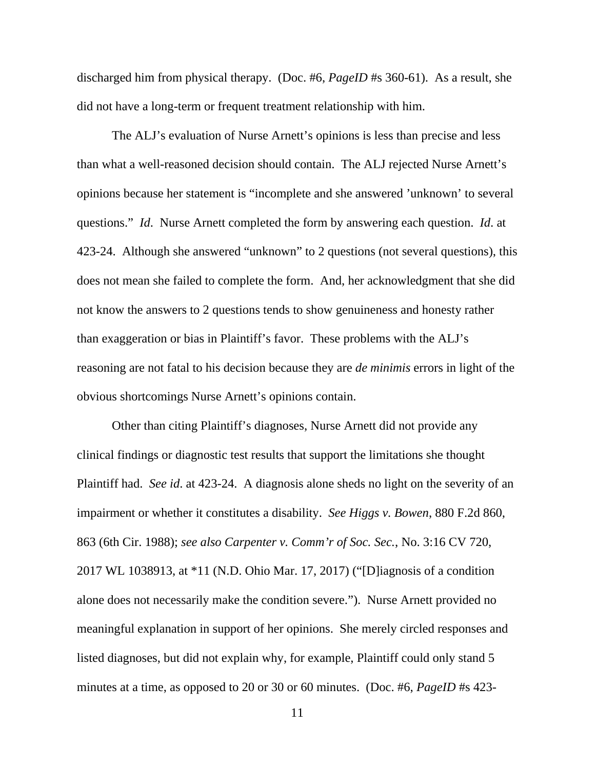discharged him from physical therapy. (Doc. #6, *PageID* #s 360-61). As a result, she did not have a long-term or frequent treatment relationship with him.

The ALJ's evaluation of Nurse Arnett's opinions is less than precise and less than what a well-reasoned decision should contain. The ALJ rejected Nurse Arnett's opinions because her statement is "incomplete and she answered 'unknown' to several questions." *Id*. Nurse Arnett completed the form by answering each question. *Id*. at 423-24. Although she answered "unknown" to 2 questions (not several questions), this does not mean she failed to complete the form. And, her acknowledgment that she did not know the answers to 2 questions tends to show genuineness and honesty rather than exaggeration or bias in Plaintiff's favor. These problems with the ALJ's reasoning are not fatal to his decision because they are *de minimis* errors in light of the obvious shortcomings Nurse Arnett's opinions contain.

Other than citing Plaintiff's diagnoses, Nurse Arnett did not provide any clinical findings or diagnostic test results that support the limitations she thought Plaintiff had. *See id*. at 423-24. A diagnosis alone sheds no light on the severity of an impairment or whether it constitutes a disability. *See Higgs v. Bowen*, 880 F.2d 860, 863 (6th Cir. 1988); *see also Carpenter v. Comm'r of Soc. Sec.*, No. 3:16 CV 720, 2017 WL 1038913, at *11 (N.D. Ohio Mar. 17, 2017) ("[D]iagnosis of a condition alone does not necessarily make the condition severe."). Nurse Arnett provided no meaningful explanation in support of her opinions. She merely circled responses and listed diagnoses, but did not explain why, for example, Plaintiff could only stand 5 minutes at a time, as opposed to 20 or 30 or 60 minutes. (Doc. #6, *PageID* #s 423-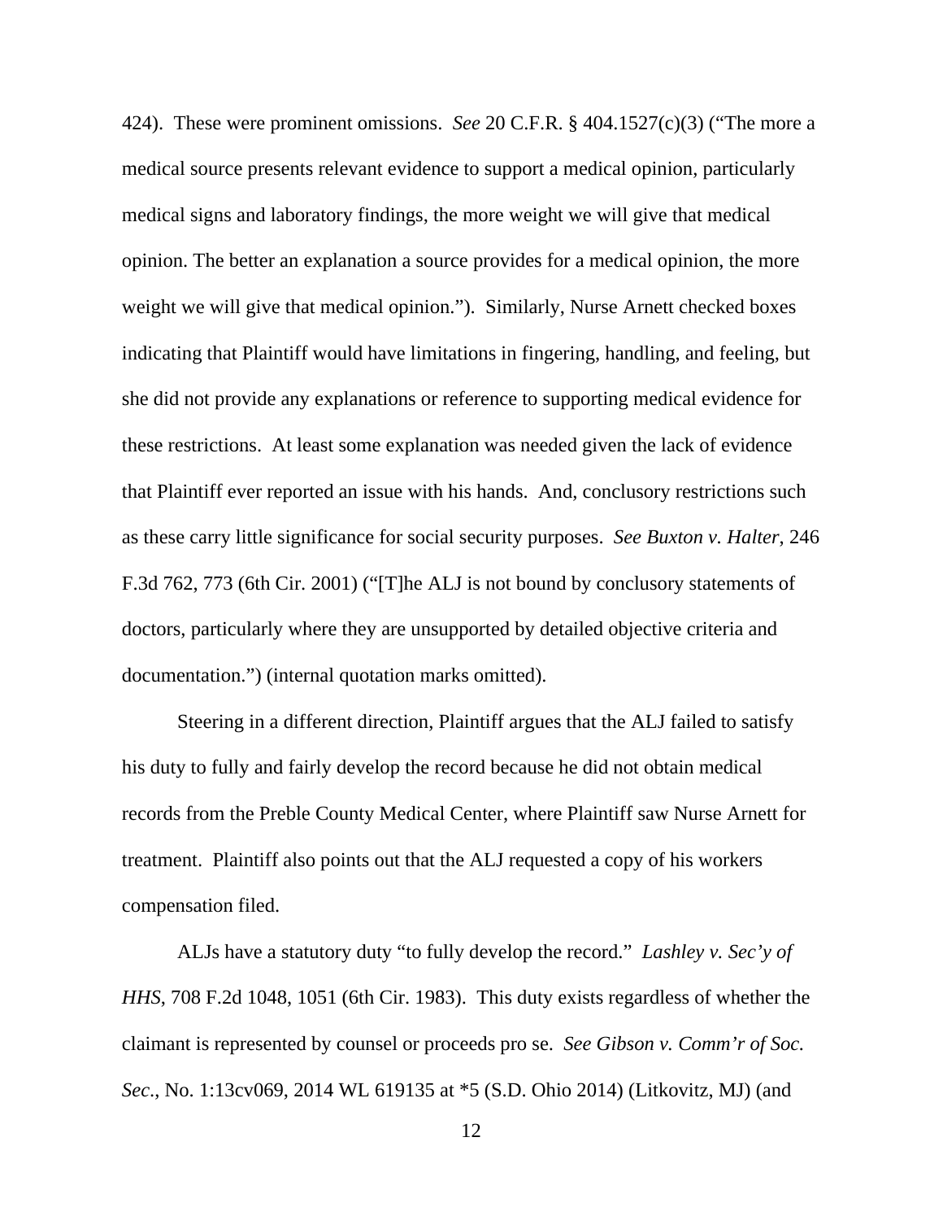424). These were prominent omissions. *See* 20 C.F.R. § 404.1527(c)(3) ("The more a medical source presents relevant evidence to support a medical opinion, particularly medical signs and laboratory findings, the more weight we will give that medical opinion. The better an explanation a source provides for a medical opinion, the more weight we will give that medical opinion."). Similarly, Nurse Arnett checked boxes indicating that Plaintiff would have limitations in fingering, handling, and feeling, but she did not provide any explanations or reference to supporting medical evidence for these restrictions. At least some explanation was needed given the lack of evidence that Plaintiff ever reported an issue with his hands. And, conclusory restrictions such as these carry little significance for social security purposes. *See Buxton v. Halter*, 246 F.3d 762, 773 (6th Cir. 2001) ("[T]he ALJ is not bound by conclusory statements of doctors, particularly where they are unsupported by detailed objective criteria and documentation.") (internal quotation marks omitted).

Steering in a different direction, Plaintiff argues that the ALJ failed to satisfy his duty to fully and fairly develop the record because he did not obtain medical records from the Preble County Medical Center, where Plaintiff saw Nurse Arnett for treatment. Plaintiff also points out that the ALJ requested a copy of his workers compensation filed.

ALJs have a statutory duty "to fully develop the record." *Lashley v. Sec'y of HHS*, 708 F.2d 1048, 1051 (6th Cir. 1983). This duty exists regardless of whether the claimant is represented by counsel or proceeds pro se. *See Gibson v. Comm'r of Soc. Sec.*, No. 1:13cv069, 2014 WL 619135 at *5 (S.D. Ohio 2014) (Litkovitz, MJ) (and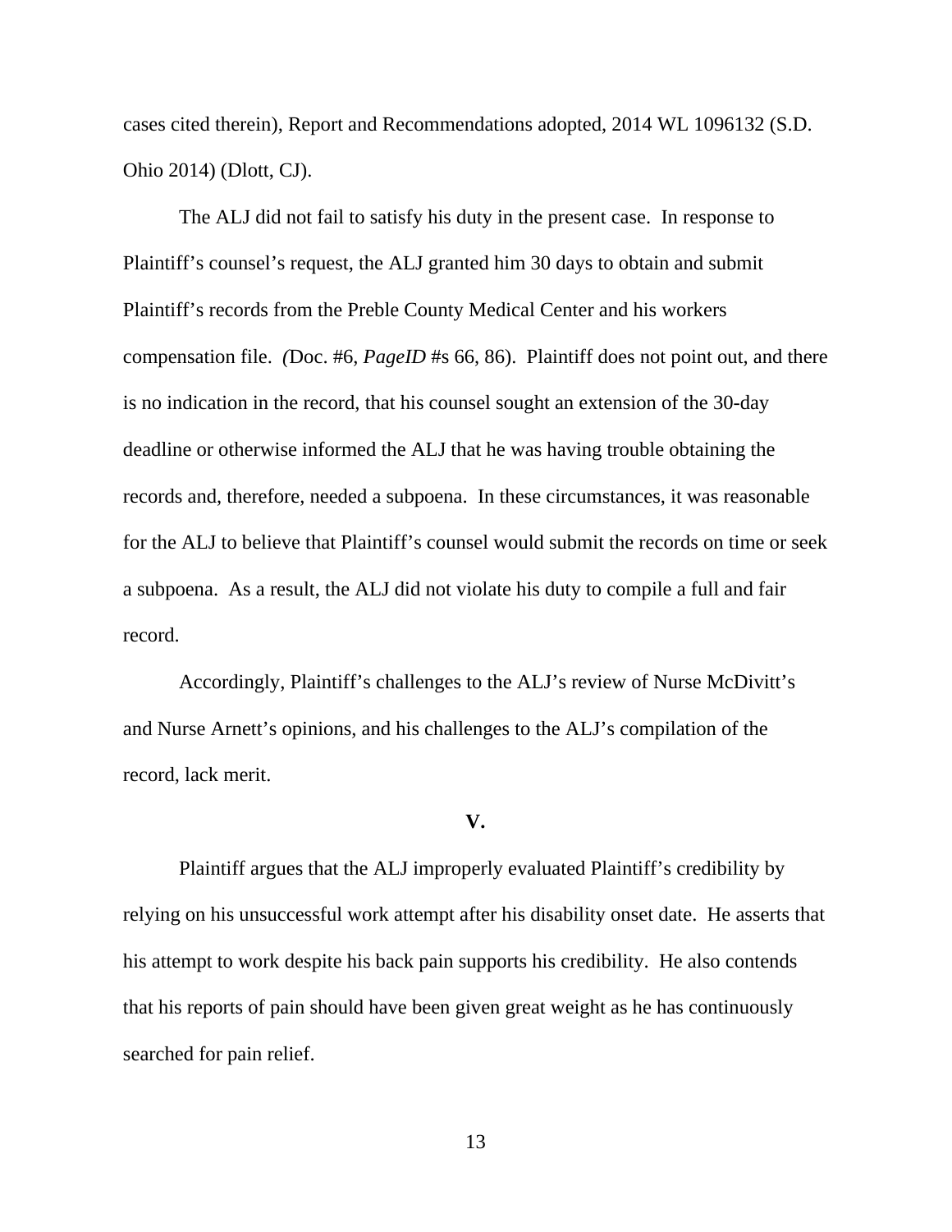cases cited therein), Report and Recommendations adopted, 2014 WL 1096132 (S.D. Ohio 2014) (Dlott, CJ).

The ALJ did not fail to satisfy his duty in the present case. In response to Plaintiff's counsel's request, the ALJ granted him 30 days to obtain and submit Plaintiff's records from the Preble County Medical Center and his workers compensation file. (Doc. #6, *PageID* #s 66, 86). Plaintiff does not point out, and there is no indication in the record, that his counsel sought an extension of the 30-day deadline or otherwise informed the ALJ that he was having trouble obtaining the records and, therefore, needed a subpoena. In these circumstances, it was reasonable for the ALJ to believe that Plaintiff's counsel would submit the records on time or seek a subpoena. As a result, the ALJ did not violate his duty to compile a full and fair record.

Accordingly, Plaintiff's challenges to the ALJ's review of Nurse McDivitt's and Nurse Arnett's opinions, and his challenges to the ALJ's compilation of the record, lack merit.

## V.

Plaintiff argues that the ALJ improperly evaluated Plaintiff's credibility by relying on his unsuccessful work attempt after his disability onset date. He asserts that his attempt to work despite his back pain supports his credibility. He also contends that his reports of pain should have been given great weight as he has continuously searched for pain relief.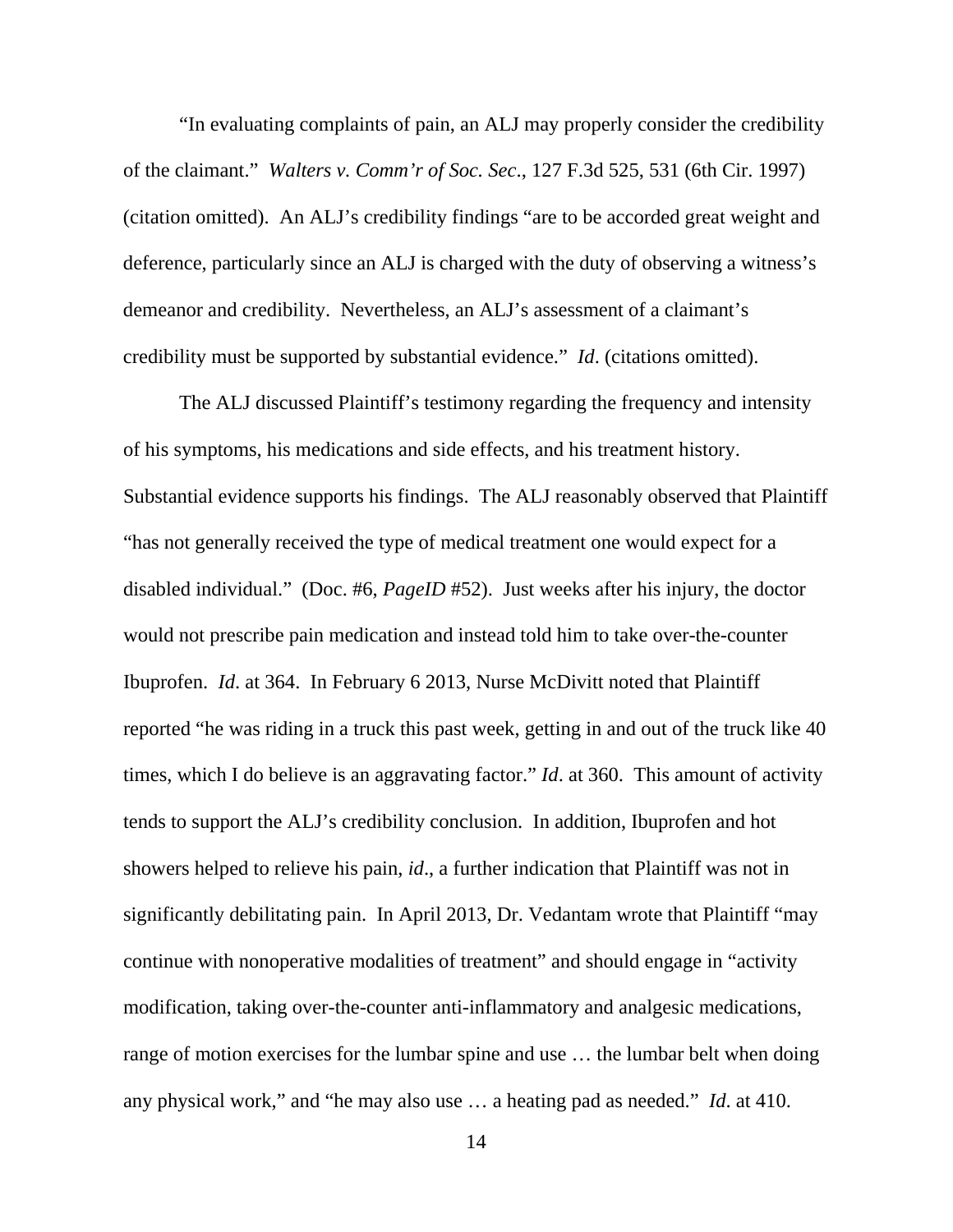"In evaluating complaints of pain, an ALJ may properly consider the credibility of the claimant." *Walters v. Comm'r of Soc. Sec*., 127 F.3d 525, 531 (6th Cir. 1997) (citation omitted). An ALJ's credibility findings "are to be accorded great weight and deference, particularly since an ALJ is charged with the duty of observing a witness's demeanor and credibility. Nevertheless, an ALJ's assessment of a claimant's credibility must be supported by substantial evidence." *Id*. (citations omitted).

The ALJ discussed Plaintiff's testimony regarding the frequency and intensity of his symptoms, his medications and side effects, and his treatment history. Substantial evidence supports his findings. The ALJ reasonably observed that Plaintiff "has not generally received the type of medical treatment one would expect for a disabled individual." (Doc. #6, *PageID* #52). Just weeks after his injury, the doctor would not prescribe pain medication and instead told him to take over-the-counter Ibuprofen. *Id*. at 364. In February 6 2013, Nurse McDivitt noted that Plaintiff reported "he was riding in a truck this past week, getting in and out of the truck like 40 times, which I do believe is an aggravating factor." *Id*. at 360. This amount of activity tends to support the ALJ's credibility conclusion. In addition, Ibuprofen and hot showers helped to relieve his pain, *id*., a further indication that Plaintiff was not in significantly debilitating pain. In April 2013, Dr. Vedantam wrote that Plaintiff "may continue with nonoperative modalities of treatment" and should engage in "activity modification, taking over-the-counter anti-inflammatory and analgesic medications, range of motion exercises for the lumbar spine and use … the lumbar belt when doing any physical work," and "he may also use … a heating pad as needed." *Id*. at 410.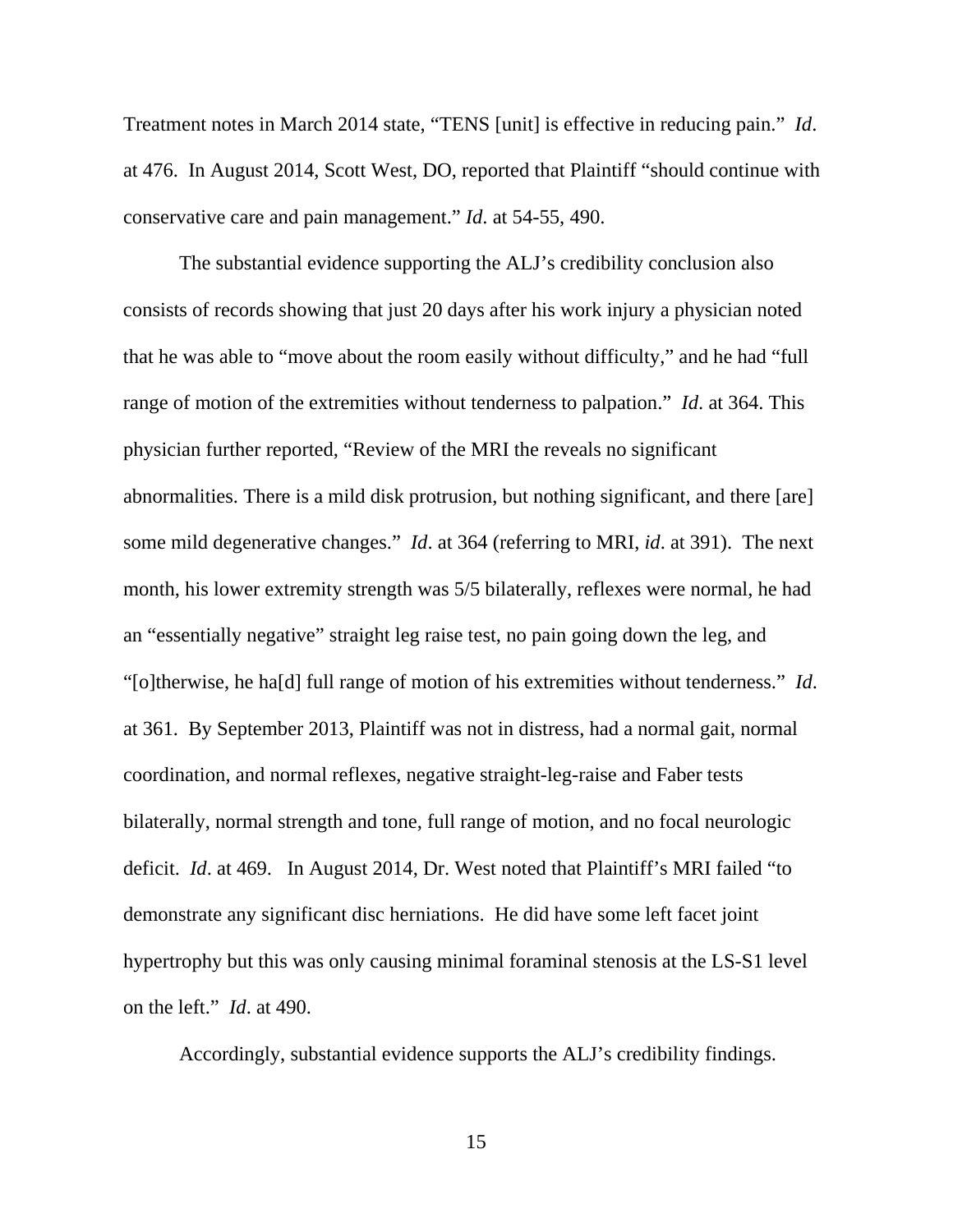Treatment notes in March 2014 state, "TENS [unit] is effective in reducing pain." *Id*. at 476. In August 2014, Scott West, DO, reported that Plaintiff "should continue with conservative care and pain management." *Id*. at 54-55, 490.

The substantial evidence supporting the ALJ's credibility conclusion also consists of records showing that just 20 days after his work injury a physician noted that he was able to "move about the room easily without difficulty," and he had "full range of motion of the extremities without tenderness to palpation." *Id*. at 364. This physician further reported, "Review of the MRI the reveals no significant abnormalities. There is a mild disk protrusion, but nothing significant, and there [are] some mild degenerative changes." *Id*. at 364 (referring to MRI, *id*. at 391). The next month, his lower extremity strength was 5/5 bilaterally, reflexes were normal, he had an "essentially negative" straight leg raise test, no pain going down the leg, and "[o]therwise, he ha[d] full range of motion of his extremities without tenderness." *Id*. at 361. By September 2013, Plaintiff was not in distress, had a normal gait, normal coordination, and normal reflexes, negative straight-leg-raise and Faber tests bilaterally, normal strength and tone, full range of motion, and no focal neurologic deficit. *Id*. at 469. In August 2014, Dr. West noted that Plaintiff's MRI failed "to demonstrate any significant disc herniations. He did have some left facet joint hypertrophy but this was only causing minimal foraminal stenosis at the LS-S1 level on the left." *Id*. at 490.

Accordingly, substantial evidence supports the ALJ's credibility findings.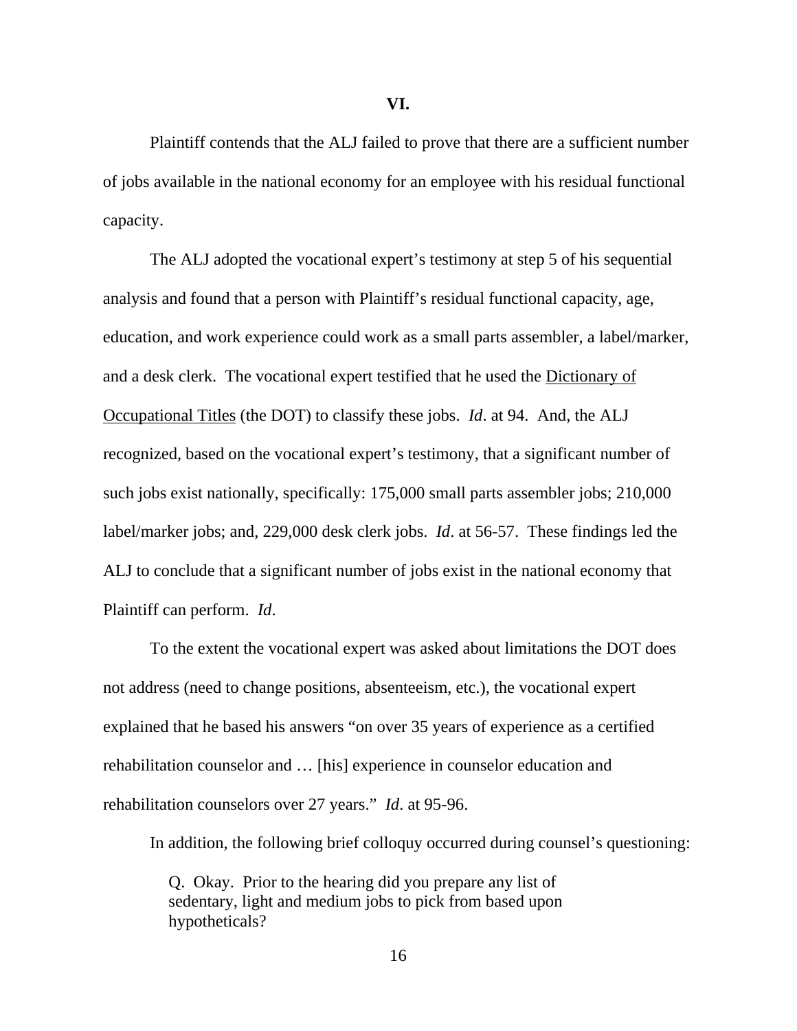**VI.**

Plaintiff contends that the ALJ failed to prove that there are a sufficient number of jobs available in the national economy for an employee with his residual functional capacity.

The ALJ adopted the vocational expert's testimony at step 5 of his sequential analysis and found that a person with Plaintiff's residual functional capacity, age, education, and work experience could work as a small parts assembler, a label/marker, and a desk clerk. The vocational expert testified that he used the Dictionary of Occupational Titles (the DOT) to classify these jobs. *Id*. at 94. And, the ALJ recognized, based on the vocational expert's testimony, that a significant number of such jobs exist nationally, specifically: 175,000 small parts assembler jobs; 210,000 label/marker jobs; and, 229,000 desk clerk jobs. *Id*. at 56-57. These findings led the ALJ to conclude that a significant number of jobs exist in the national economy that Plaintiff can perform. *Id*.

To the extent the vocational expert was asked about limitations the DOT does not address (need to change positions, absenteeism, etc.), the vocational expert explained that he based his answers "on over 35 years of experience as a certified rehabilitation counselor and … [his] experience in counselor education and rehabilitation counselors over 27 years." *Id*. at 95-96.

In addition, the following brief colloquy occurred during counsel's questioning:

> Q. Okay. Prior to the hearing did you prepare any list of sedentary, light and medium jobs to pick from based upon hypotheticals?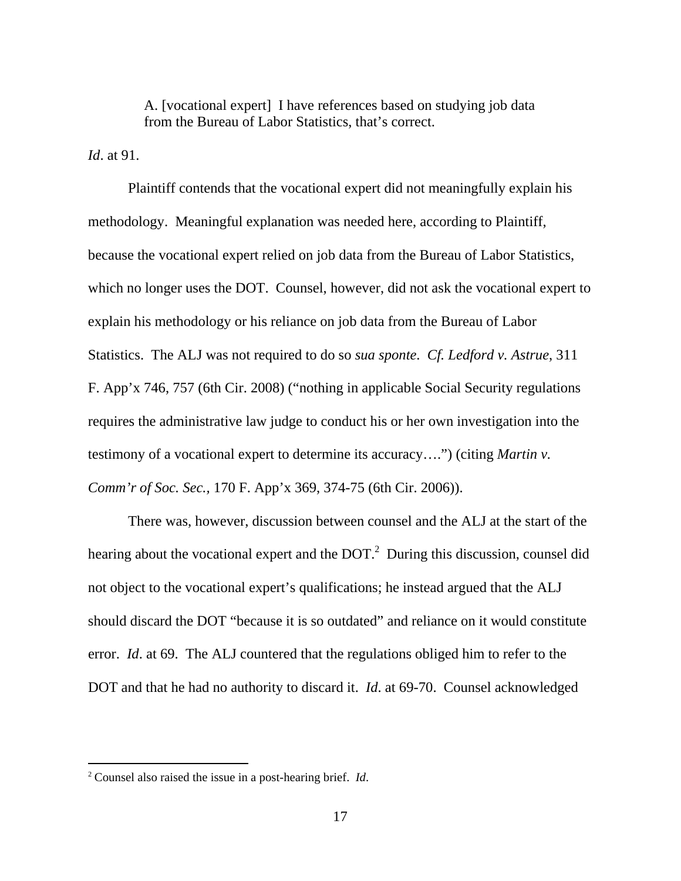> A. [vocational expert] I have references based on studying job data from the Bureau of Labor Statistics, that's correct.

*Id*. at 91.

Plaintiff contends that the vocational expert did not meaningfully explain his methodology. Meaningful explanation was needed here, according to Plaintiff, because the vocational expert relied on job data from the Bureau of Labor Statistics, which no longer uses the DOT. Counsel, however, did not ask the vocational expert to explain his methodology or his reliance on job data from the Bureau of Labor Statistics. The ALJ was not required to do so *sua sponte*. *Cf. Ledford v. Astrue*, 311 F. App'x 746, 757 (6th Cir. 2008) ("nothing in applicable Social Security regulations requires the administrative law judge to conduct his or her own investigation into the testimony of a vocational expert to determine its accuracy….") (citing *Martin v. Comm'r of Soc. Sec.*, 170 F. App'x 369, 374-75 (6th Cir. 2006)).

There was, however, discussion between counsel and the ALJ at the start of the hearing about the vocational expert and the DOT.[2] During this discussion, counsel did not object to the vocational expert's qualifications; he instead argued that the ALJ should discard the DOT "because it is so outdated" and reliance on it would constitute error. *Id*. at 69. The ALJ countered that the regulations obliged him to refer to the DOT and that he had no authority to discard it. *Id*. at 69-70. Counsel acknowledged

[2] Counsel also raised the issue in a post-hearing brief. *Id*.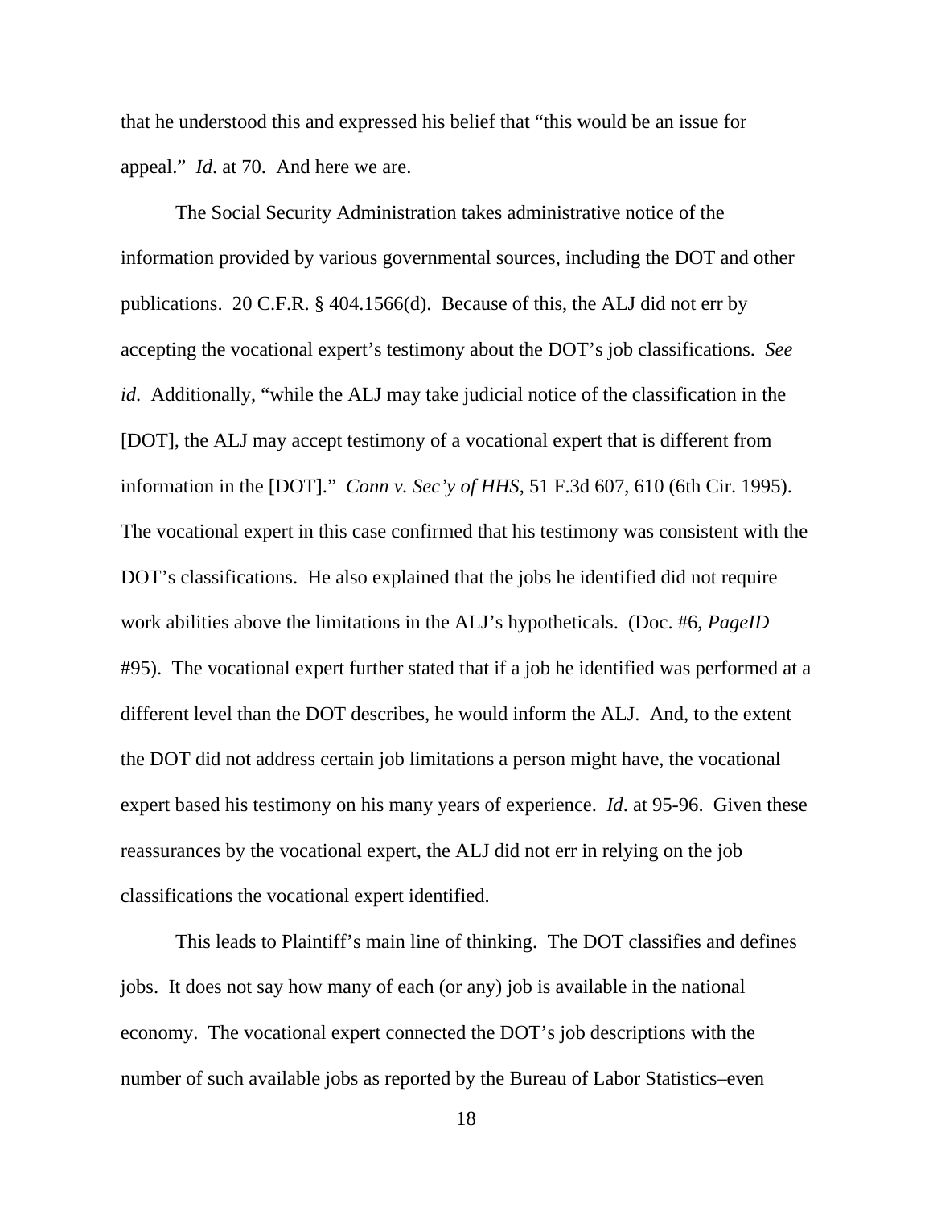that he understood this and expressed his belief that "this would be an issue for appeal." *Id*. at 70. And here we are.

The Social Security Administration takes administrative notice of the information provided by various governmental sources, including the DOT and other publications. 20 C.F.R. § 404.1566(d). Because of this, the ALJ did not err by accepting the vocational expert's testimony about the DOT's job classifications. *See id*. Additionally, "while the ALJ may take judicial notice of the classification in the [DOT], the ALJ may accept testimony of a vocational expert that is different from information in the [DOT]." *Conn v. Sec'y of HHS*, 51 F.3d 607, 610 (6th Cir. 1995). The vocational expert in this case confirmed that his testimony was consistent with the DOT's classifications. He also explained that the jobs he identified did not require work abilities above the limitations in the ALJ's hypotheticals. (Doc. #6, *PageID* #95). The vocational expert further stated that if a job he identified was performed at a different level than the DOT describes, he would inform the ALJ. And, to the extent the DOT did not address certain job limitations a person might have, the vocational expert based his testimony on his many years of experience. *Id*. at 95-96. Given these reassurances by the vocational expert, the ALJ did not err in relying on the job classifications the vocational expert identified.

This leads to Plaintiff's main line of thinking. The DOT classifies and defines jobs. It does not say how many of each (or any) job is available in the national economy. The vocational expert connected the DOT's job descriptions with the number of such available jobs as reported by the Bureau of Labor Statistics–even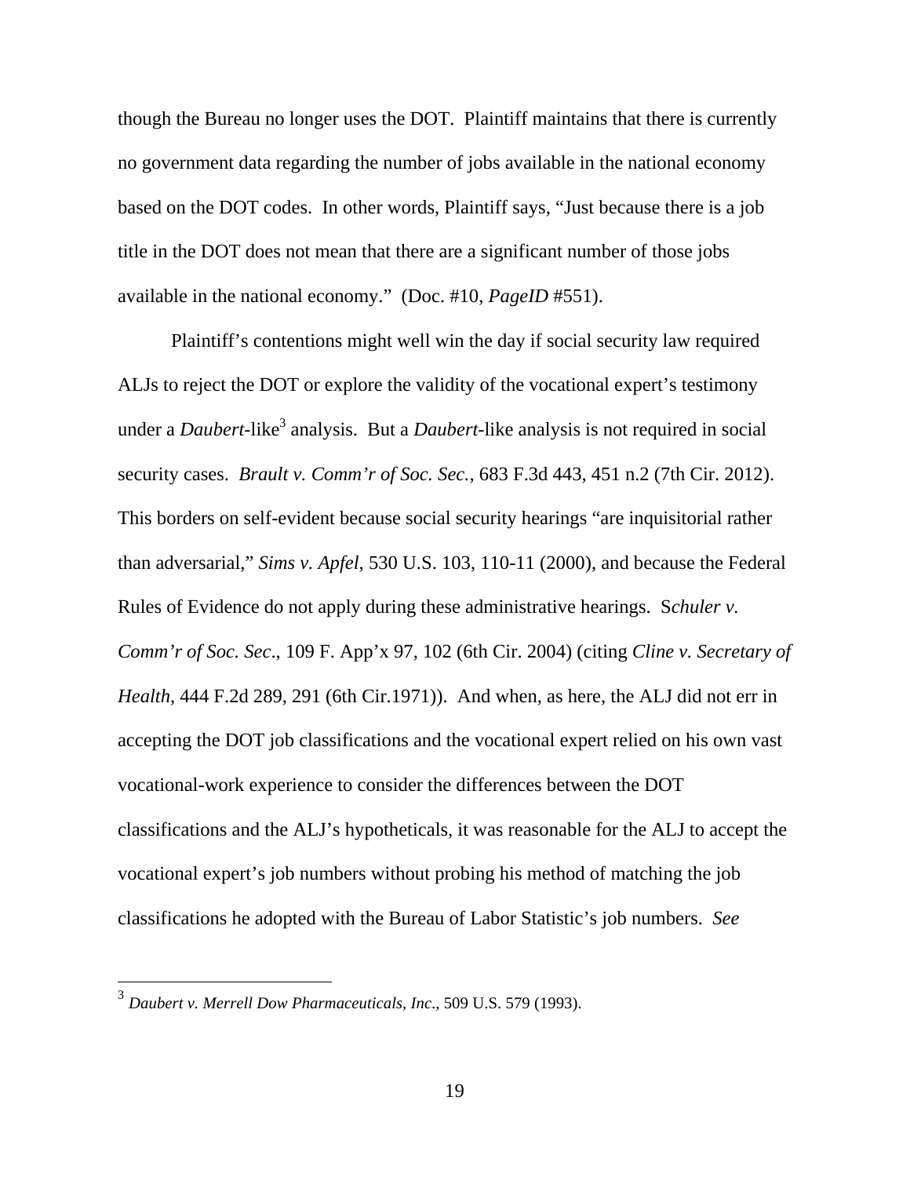though the Bureau no longer uses the DOT. Plaintiff maintains that there is currently no government data regarding the number of jobs available in the national economy based on the DOT codes. In other words, Plaintiff says, "Just because there is a job title in the DOT does not mean that there are a significant number of those jobs available in the national economy." (Doc. #10, *PageID* #551).

Plaintiff's contentions might well win the day if social security law required ALJs to reject the DOT or explore the validity of the vocational expert's testimony under a *Daubert*-like[3] analysis. But a *Daubert*-like analysis is not required in social security cases. *Brault v. Comm'r of Soc. Sec.*, 683 F.3d 443, 451 n.2 (7th Cir. 2012). This borders on self-evident because social security hearings "are inquisitorial rather than adversarial," *Sims v. Apfel*, 530 U.S. 103, 110-11 (2000), and because the Federal Rules of Evidence do not apply during these administrative hearings. S*chuler v. Comm'r of Soc. Sec*., 109 F. App'x 97, 102 (6th Cir. 2004) (citing *Cline v. Secretary of Health,* 444 F.2d 289, 291 (6th Cir.1971)). And when, as here, the ALJ did not err in accepting the DOT job classifications and the vocational expert relied on his own vast vocational-work experience to consider the differences between the DOT classifications and the ALJ's hypotheticals, it was reasonable for the ALJ to accept the vocational expert's job numbers without probing his method of matching the job classifications he adopted with the Bureau of Labor Statistic's job numbers. *See*

[3] *Daubert v. Merrell Dow Pharmaceuticals, Inc*., 509 U.S. 579 (1993).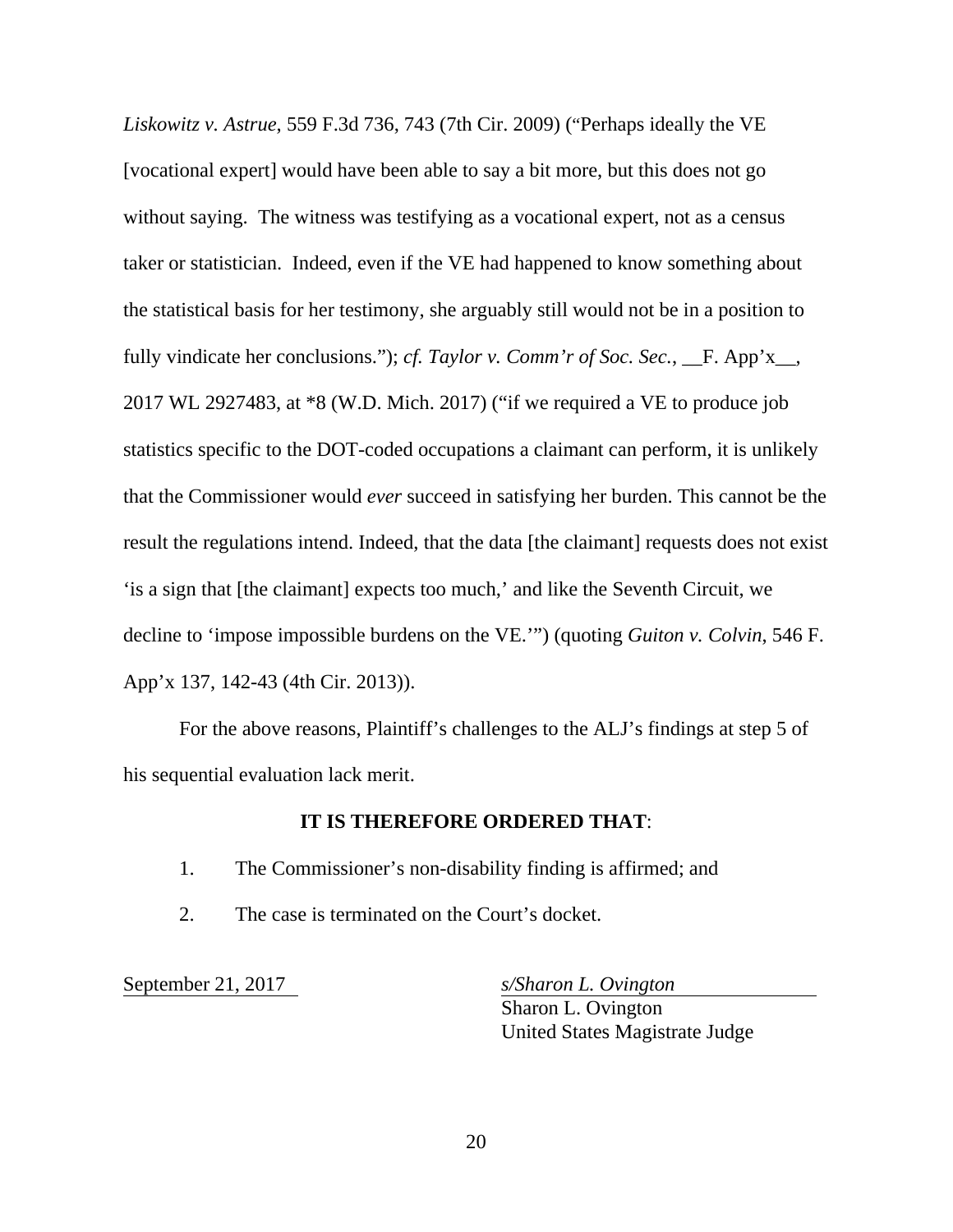*Liskowitz v. Astrue*, 559 F.3d 736, 743 (7th Cir. 2009) ("Perhaps ideally the VE [vocational expert] would have been able to say a bit more, but this does not go without saying. The witness was testifying as a vocational expert, not as a census taker or statistician. Indeed, even if the VE had happened to know something about the statistical basis for her testimony, she arguably still would not be in a position to fully vindicate her conclusions."); *cf. Taylor v. Comm'r of Soc. Sec.*, __F. App'x__, 2017 WL 2927483, at *8 (W.D. Mich. 2017) ("if we required a VE to produce job statistics specific to the DOT-coded occupations a claimant can perform, it is unlikely that the Commissioner would *ever* succeed in satisfying her burden. This cannot be the result the regulations intend. Indeed, that the data [the claimant] requests does not exist 'is a sign that [the claimant] expects too much,' and like the Seventh Circuit, we decline to 'impose impossible burdens on the VE.'") (quoting *Guiton v. Colvin*, 546 F. App'x 137, 142-43 (4th Cir. 2013)).

For the above reasons, Plaintiff's challenges to the ALJ's findings at step 5 of his sequential evaluation lack merit.

**IT IS THEREFORE ORDERED THAT**:

1. The Commissioner's non-disability finding is affirmed; and
2. The case is terminated on the Court's docket.

September 21, 2017

*s/Sharon L. Ovington*
Sharon L. Ovington
United States Magistrate Judge